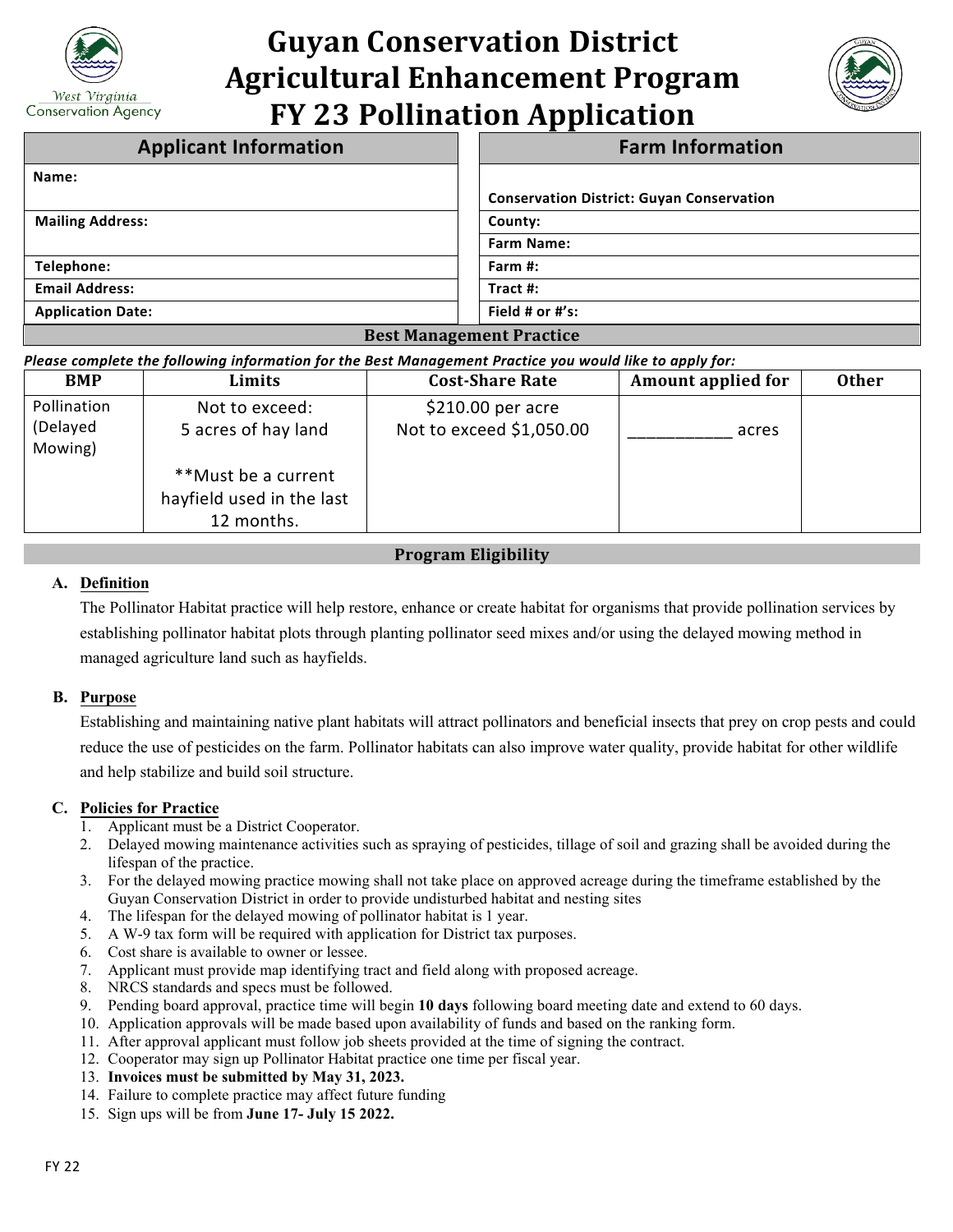# Guyan Conservation District
# Agricultural Enhancement Program
# FY 23 Pollination Application

| Applicant Information | Farm Information |
|---|---|
| **Name:** | **Conservation District: Guyan Conservation** |
| **Mailing Address:** | **County:** |
| | **Farm Name:** |
| **Telephone:** | **Farm #:** |
| **Email Address:** | **Tract #:** |
| **Application Date:** | **Field # or #'s:** |

## Best Management Practice

***Please complete the following information for the Best Management Practice you would like to apply for:***

| BMP | Limits | Cost-Share Rate | Amount applied for | Other |
|---|---|---|---|---|
| Pollination (Delayed Mowing) | Not to exceed: 5 acres of hay land<br><br>**Must be a current hayfield used in the last 12 months. | $210.00 per acre<br>Not to exceed $1,050.00 | ___________ acres | |

## Program Eligibility

### A. Definition

The Pollinator Habitat practice will help restore, enhance or create habitat for organisms that provide pollination services by establishing pollinator habitat plots through planting pollinator seed mixes and/or using the delayed mowing method in managed agriculture land such as hayfields.

### B. Purpose

Establishing and maintaining native plant habitats will attract pollinators and beneficial insects that prey on crop pests and could reduce the use of pesticides on the farm. Pollinator habitats can also improve water quality, provide habitat for other wildlife and help stabilize and build soil structure.

### C. Policies for Practice

1. Applicant must be a District Cooperator.
2. Delayed mowing maintenance activities such as spraying of pesticides, tillage of soil and grazing shall be avoided during the lifespan of the practice.
3. For the delayed mowing practice mowing shall not take place on approved acreage during the timeframe established by the Guyan Conservation District in order to provide undisturbed habitat and nesting sites
4. The lifespan for the delayed mowing of pollinator habitat is 1 year.
5. A W-9 tax form will be required with application for District tax purposes.
6. Cost share is available to owner or lessee.
7. Applicant must provide map identifying tract and field along with proposed acreage.
8. NRCS standards and specs must be followed.
9. Pending board approval, practice time will begin **10 days** following board meeting date and extend to 60 days.
10. Application approvals will be made based upon availability of funds and based on the ranking form.
11. After approval applicant must follow job sheets provided at the time of signing the contract.
12. Cooperator may sign up Pollinator Habitat practice one time per fiscal year.
13. **Invoices must be submitted by May 31, 2023.**
14. Failure to complete practice may affect future funding
15. Sign ups will be from **June 17- July 15 2022.**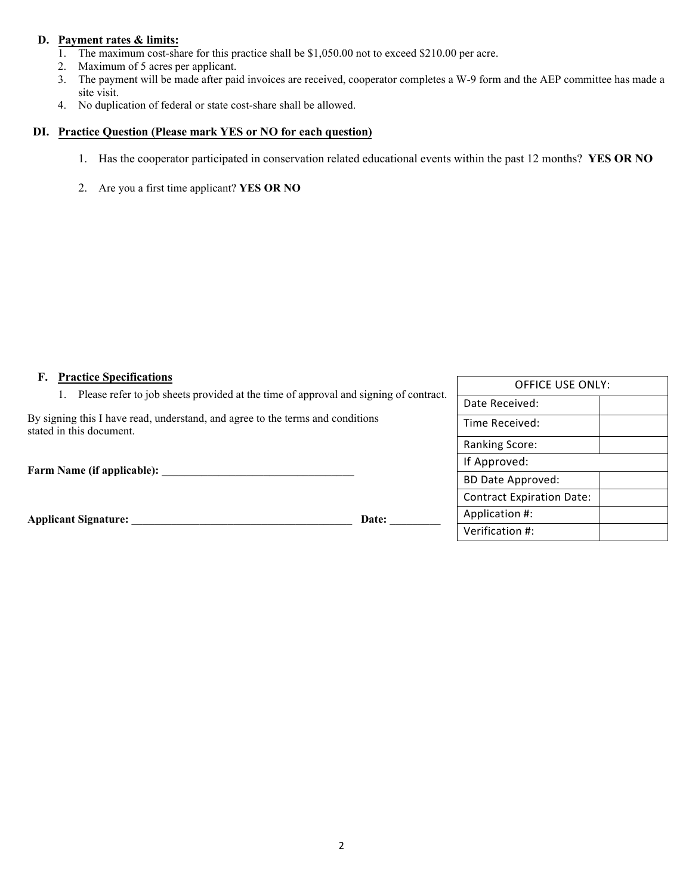**D. Payment rates & limits:**

1. The maximum cost-share for this practice shall be $1,050.00 not to exceed $210.00 per acre.
2. Maximum of 5 acres per applicant.
3. The payment will be made after paid invoices are received, cooperator completes a W-9 form and the AEP committee has made a site visit.
4. No duplication of federal or state cost-share shall be allowed.

**DI. Practice Question (Please mark YES or NO for each question)**

1. Has the cooperator participated in conservation related educational events within the past 12 months? **YES OR NO**
2. Are you a first time applicant? **YES OR NO**

**F. Practice Specifications**

1. Please refer to job sheets provided at the time of approval and signing of contract.

By signing this I have read, understand, and agree to the terms and conditions stated in this document.

**Farm Name (if applicable): ___________________________________**

**Applicant Signature: _______________________________________ Date: _________**

| OFFICE USE ONLY: | |
|---|---|
| Date Received: | |
| Time Received: | |
| Ranking Score: | |
| If Approved: | |
| BD Date Approved: | |
| Contract Expiration Date: | |
| Application #: | |
| Verification #: | |